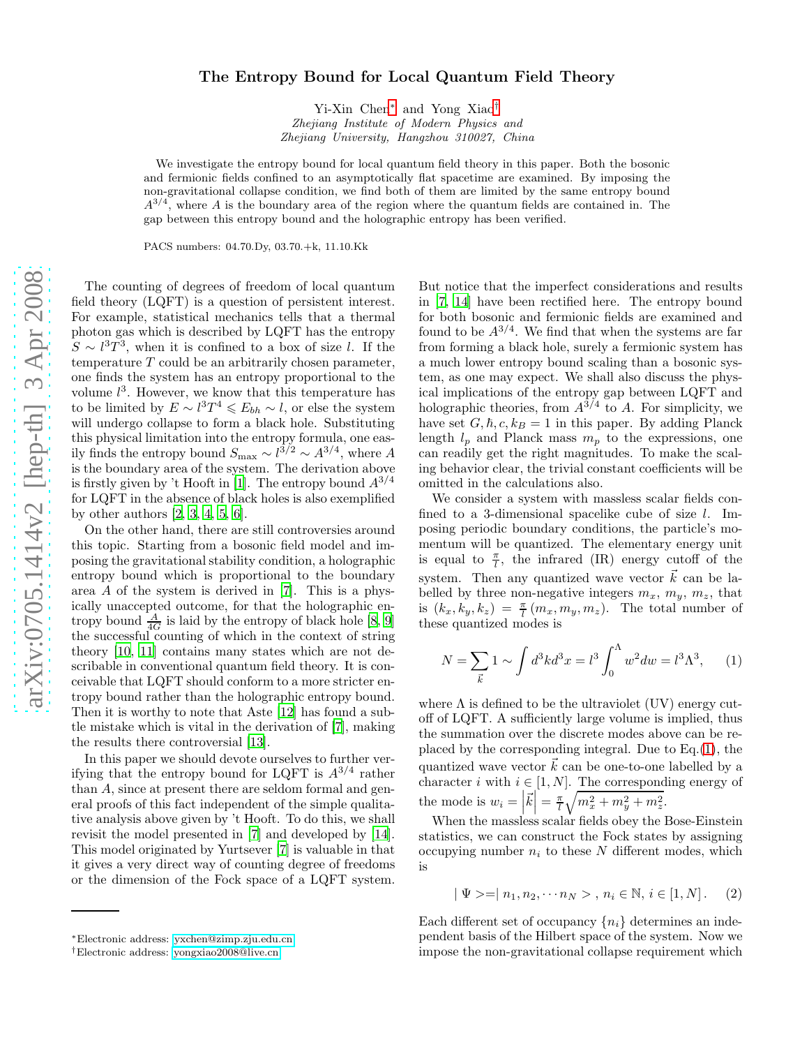# The Entropy Bound for Local Quantum Field Theory

Yi-Xin Chen* and Yong Xiao†

*Zhejiang Institute of Modern Physics and*
*Zhejiang University, Hangzhou 310027, China*

We investigate the entropy bound for local quantum field theory in this paper. Both the bosonic and fermionic fields confined to an asymptotically flat spacetime are examined. By imposing the non-gravitational collapse condition, we find both of them are limited by the same entropy bound $A^{3/4}$, where $A$ is the boundary area of the region where the quantum fields are contained in. The gap between this entropy bound and the holographic entropy has been verified.

PACS numbers: 04.70.Dy, 03.70.+k, 11.10.Kk

The counting of degrees of freedom of local quantum field theory (LQFT) is a question of persistent interest. For example, statistical mechanics tells that a thermal photon gas which is described by LQFT has the entropy $S \sim l^3T^3$, when it is confined to a box of size $l$. If the temperature $T$ could be an arbitrarily chosen parameter, one finds the system has an entropy proportional to the volume $l^3$. However, we know that this temperature has to be limited by $E \sim l^3T^4 \leqslant E_{bh} \sim l$, or else the system will undergo collapse to form a black hole. Substituting this physical limitation into the entropy formula, one easily finds the entropy bound $S_{\max} \sim l^{3/2} \sim A^{3/4}$, where $A$ is the boundary area of the system. The derivation above is firstly given by 't Hooft in [1]. The entropy bound $A^{3/4}$ for LQFT in the absence of black holes is also exemplified by other authors [2, 3, 4, 5, 6].

On the other hand, there are still controversies around this topic. Starting from a bosonic field model and imposing the gravitational stability condition, a holographic entropy bound which is proportional to the boundary area $A$ of the system is derived in [7]. This is a physically unaccepted outcome, for that the holographic entropy bound $\frac{A}{4G}$ is laid by the entropy of black hole [8, 9] the successful counting of which in the context of string theory [10, 11] contains many states which are not describable in conventional quantum field theory. It is conceivable that LQFT should conform to a more stricter entropy bound rather than the holographic entropy bound. Then it is worthy to note that Aste [12] has found a subtle mistake which is vital in the derivation of [7], making the results there controversial [13].

In this paper we should devote ourselves to further verifying that the entropy bound for LQFT is $A^{3/4}$ rather than $A$, since at present there are seldom formal and general proofs of this fact independent of the simple qualitative analysis above given by 't Hooft. To do this, we shall revisit the model presented in [7] and developed by [14]. This model originated by Yurtsever [7] is valuable in that it gives a very direct way of counting degree of freedoms or the dimension of the Fock space of a LQFT system. But notice that the imperfect considerations and results in [7, 14] have been rectified here. The entropy bound for both bosonic and fermionic fields are examined and found to be $A^{3/4}$. We find that when the systems are far from forming a black hole, surely a fermionic system has a much lower entropy bound scaling than a bosonic system, as one may expect. We shall also discuss the physical implications of the entropy gap between LQFT and holographic theories, from $A^{3/4}$ to $A$. For simplicity, we have set $G, \hbar, c, k_B = 1$ in this paper. By adding Planck length $l_p$ and Planck mass $m_p$ to the expressions, one can readily get the right magnitudes. To make the scaling behavior clear, the trivial constant coefficients will be omitted in the calculations also.

We consider a system with massless scalar fields confined to a 3-dimensional spacelike cube of size $l$. Imposing periodic boundary conditions, the particle's momentum will be quantized. The elementary energy unit is equal to $\frac{\pi}{l}$, the infrared (IR) energy cutoff of the system. Then any quantized wave vector $\vec{k}$ can be labelled by three non-negative integers $m_x$, $m_y$, $m_z$, that is $(k_x, k_y, k_z) = \frac{\pi}{l}(m_x, m_y, m_z)$. The total number of these quantized modes is

$$N = \sum_{\vec{k}} 1 \sim \int d^3k d^3x = l^3 \int_0^{\Lambda} w^2 dw = l^3 \Lambda^3, \qquad (1)$$

where $\Lambda$ is defined to be the ultraviolet (UV) energy cutoff of LQFT. A sufficiently large volume is implied, thus the summation over the discrete modes above can be replaced by the corresponding integral. Due to Eq.(1), the quantized wave vector $\vec{k}$ can be one-to-one labelled by a character $i$ with $i \in [1, N]$. The corresponding energy of the mode is $w_i = \left|\vec{k}\right| = \frac{\pi}{l}\sqrt{m_x^2 + m_y^2 + m_z^2}$.

When the massless scalar fields obey the Bose-Einstein statistics, we can construct the Fock states by assigning occupying number $n_i$ to these $N$ different modes, which is

$$\mid \Psi >=\mid n_1, n_2, \cdots n_N > \, , \; n_i \in \mathbb{N}, \; i \in [1, N] \, . \qquad (2)$$

Each different set of occupancy $\{n_i\}$ determines an independent basis of the Hilbert space of the system. Now we impose the non-gravitational collapse requirement which

*Electronic address: yxchen@zimp.zju.edu.cn
†Electronic address: yongxiao2008@live.cn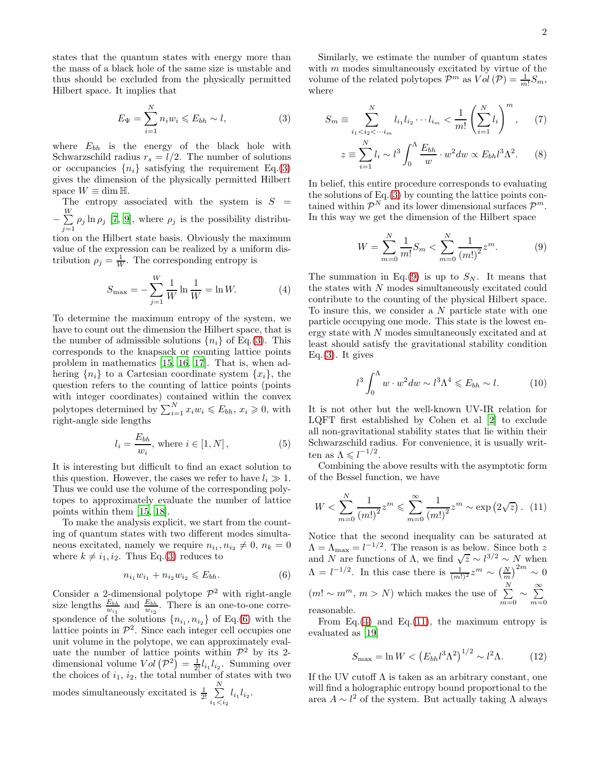states that the quantum states with energy more than the mass of a black hole of the same size is unstable and thus should be excluded from the physically permitted Hilbert space. It implies that

$$E_{\Psi} = \sum_{i=1}^{N} n_i w_i \leqslant E_{bh} \sim l, \tag{3}$$

where $E_{bh}$ is the energy of the black hole with Schwarzschild radius $r_s = l/2$. The number of solutions or occupancies $\{n_i\}$ satisfying the requirement Eq.(3) gives the dimension of the physically permitted Hilbert space $W \equiv \dim \mathbb{H}$.

The entropy associated with the system is $S = -\sum_{j=1}^{W} \rho_j \ln \rho_j$ [7, 9], where $\rho_j$ is the possibility distribution on the Hilbert state basis. Obviously the maximum value of the expression can be realized by a uniform distribution $\rho_j = \frac{1}{W}$. The corresponding entropy is

$$S_{\max} = -\sum_{j=1}^{W} \frac{1}{W} \ln \frac{1}{W} = \ln W. \tag{4}$$

To determine the maximum entropy of the system, we have to count out the dimension the Hilbert space, that is the number of admissible solutions $\{n_i\}$ of Eq.(3). This corresponds to the knapsack or counting lattice points problem in mathematics [15, 16, 17]. That is, when adhering $\{n_i\}$ to a Cartesian coordinate system $\{x_i\}$, the question refers to the counting of lattice points (points with integer coordinates) contained within the convex polytopes determined by $\sum_{i=1}^{N} x_i w_i \leqslant E_{bh}$, $x_i \geqslant 0$, with right-angle side lengths

$$l_i = \frac{E_{bh}}{w_i}, \text{ where } i \in [1, N], \tag{5}$$

It is interesting but difficult to find an exact solution to this question. However, the cases we refer to have $l_i \gg 1$. Thus we could use the volume of the corresponding polytopes to approximately evaluate the number of lattice points within them [15, 18].

To make the analysis explicit, we start from the counting of quantum states with two different modes simultaneous excited, namely we require $n_{i_1}, n_{i_2} \neq 0$, $n_k = 0$ where $k \neq i_1, i_2$. Thus Eq.(3) reduces to

$$n_{i_1} w_{i_1} + n_{i_2} w_{i_2} \leqslant E_{bh}. \tag{6}$$

Consider a 2-dimensional polytope $\mathcal{P}^2$ with right-angle size lengths $\frac{E_{bh}}{w_{i_1}}$ and $\frac{E_{bh}}{w_{i_2}}$. There is an one-to-one correspondence of the solutions $\{n_{i_1}, n_{i_2}\}$ of Eq.(6) with the lattice points in $\mathcal{P}^2$. Since each integer cell occupies one unit volume in the polytope, we can approximately evaluate the number of lattice points within $\mathcal{P}^2$ by its 2-dimensional volume $Vol\left(\mathcal{P}^2\right) = \frac{1}{2!} l_{i_1} l_{i_2}$. Summing over the choices of $i_1$, $i_2$, the total number of states with two modes simultaneously excited is $\frac{1}{2!} \sum_{i_1 < i_2}^{N} l_{i_1} l_{i_2}$.

Similarly, we estimate the number of quantum states with $m$ modes simultaneously excited by virtue of the volume of the related polytopes $\mathcal{P}^m$ as $Vol\left(\mathcal{P}\right) = \frac{1}{m!} S_m$, where

$$S_m \equiv \sum_{i_1 < i_2 < \cdots i_m}^{N} l_{i_1} l_{i_2} \cdots l_{i_m} < \frac{1}{m!} \left( \sum_{i=1}^{N} l_i \right)^m, \tag{7}$$

$$z \equiv \sum_{i=1}^{N} l_i \sim l^3 \int_0^{\Lambda} \frac{E_{bh}}{w} \cdot w^2 dw \propto E_{bh} l^3 \Lambda^2. \tag{8}$$

In belief, this entire procedure corresponds to evaluating the solutions of Eq.(3) by counting the lattice points contained within $\mathcal{P}^N$ and its lower dimensional surfaces $\mathcal{P}^m$. In this way we get the dimension of the Hilbert space

$$W = \sum_{m=0}^{N} \frac{1}{m!} S_m < \sum_{m=0}^{N} \frac{1}{(m!)^2} z^m. \tag{9}$$

The summation in Eq.(9) is up to $S_N$. It means that the states with $N$ modes simultaneously excited could contribute to the counting of the physical Hilbert space. To insure this, we consider a $N$ particle state with one particle occupying one mode. This state is the lowest energy state with $N$ modes simultaneously excited and at least should satisfy the gravitational stability condition Eq.(3). It gives

$$l^3 \int_0^{\Lambda} w \cdot w^2 dw \sim l^3 \Lambda^4 \leqslant E_{bh} \sim l. \tag{10}$$

It is not other but the well-known UV-IR relation for LQFT first established by Cohen et al [2] to exclude all non-gravitational stability states that lie within their Schwarzschild radius. For convenience, it is usually written as $\Lambda \leqslant l^{-1/2}$.

Combining the above results with the asymptotic form of the Bessel function, we have

$$W < \sum_{m=0}^{N} \frac{1}{(m!)^2} z^m \leqslant \sum_{m=0}^{\infty} \frac{1}{(m!)^2} z^m \sim \exp\left(2\sqrt{z}\right). \tag{11}$$

Notice that the second inequality can be saturated at $\Lambda = \Lambda_{\max} = l^{-1/2}$. The reason is as below. Since both $z$ and $N$ are functions of $\Lambda$, we find $\sqrt{z} \sim l^{3/2} \sim N$ when $\Lambda = l^{-1/2}$. In this case there is $\frac{1}{(m!)^2} z^m \sim \left(\frac{N}{m}\right)^{2m} \sim 0$ ($m! \sim m^m$, $m > N$) which makes the use of $\sum_{m=0}^{N} \sim \sum_{m=0}^{\infty}$ reasonable.

From Eq.(4) and Eq.(11), the maximum entropy is evaluated as [19]

$$S_{\max} = \ln W < \left(E_{bh} l^3 \Lambda^2\right)^{1/2} \sim l^2 \Lambda. \tag{12}$$

If the UV cutoff $\Lambda$ is taken as an arbitrary constant, one will find a holographic entropy bound proportional to the area $A \sim l^2$ of the system. But actually taking $\Lambda$ always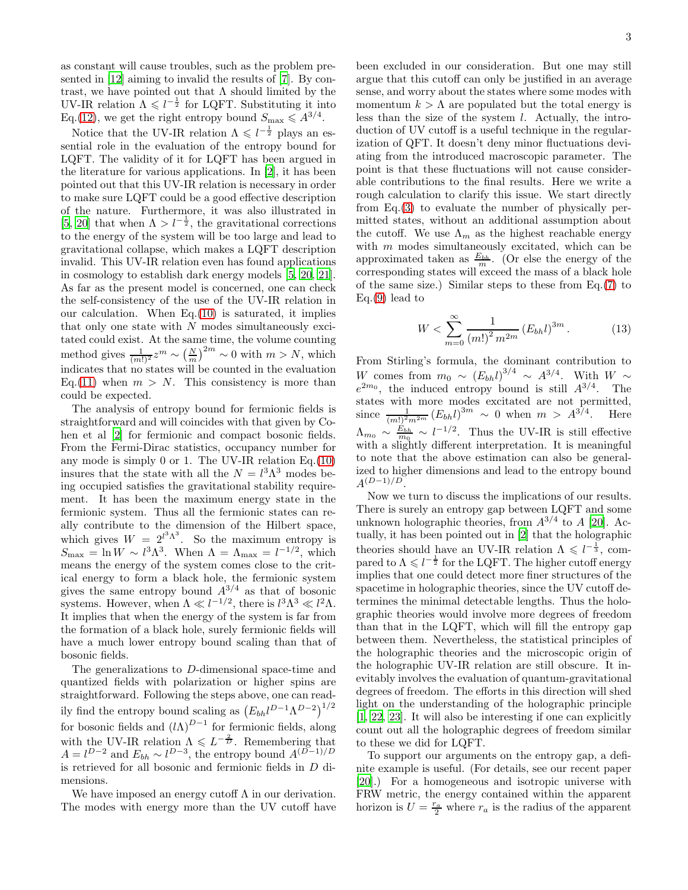as constant will cause troubles, such as the problem presented in [12] aiming to invalid the results of [7]. By contrast, we have pointed out that $\Lambda$ should limited by the UV-IR relation $\Lambda \leqslant l^{-\frac{1}{2}}$ for LQFT. Substituting it into Eq.(12), we get the right entropy bound $S_{\max} \leqslant A^{3/4}$.

Notice that the UV-IR relation $\Lambda \leqslant l^{-\frac{1}{2}}$ plays an essential role in the evaluation of the entropy bound for LQFT. The validity of it for LQFT has been argued in the literature for various applications. In [2], it has been pointed out that this UV-IR relation is necessary in order to make sure LQFT could be a good effective description of the nature. Furthermore, it was also illustrated in [5, 20] that when $\Lambda > l^{-\frac{1}{2}}$, the gravitational corrections to the energy of the system will be too large and lead to gravitational collapse, which makes a LQFT description invalid. This UV-IR relation even has found applications in cosmology to establish dark energy models [5, 20, 21]. As far as the present model is concerned, one can check the self-consistency of the use of the UV-IR relation in our calculation. When Eq.(10) is saturated, it implies that only one state with $N$ modes simultaneously excitated could exist. At the same time, the volume counting method gives $\frac{1}{(m!)^2}z^m \sim \left(\frac{N}{m}\right)^{2m} \sim 0$ with $m > N$, which indicates that no states will be counted in the evaluation Eq.(11) when $m > N$. This consistency is more than could be expected.

The analysis of entropy bound for fermionic fields is straightforward and will coincides with that given by Cohen et al [2] for fermionic and compact bosonic fields. From the Fermi-Dirac statistics, occupancy number for any mode is simply 0 or 1. The UV-IR relation Eq.(10) insures that the state with all the $N = l^3\Lambda^3$ modes being occupied satisfies the gravitational stability requirement. It has been the maximum energy state in the fermionic system. Thus all the fermionic states can really contribute to the dimension of the Hilbert space, which gives $W = 2^{l^3\Lambda^3}$. So the maximum entropy is $S_{\max} = \ln W \sim l^3\Lambda^3$. When $\Lambda = \Lambda_{\max} = l^{-1/2}$, which means the energy of the system comes close to the critical energy to form a black hole, the fermionic system gives the same entropy bound $A^{3/4}$ as that of bosonic systems. However, when $\Lambda \ll l^{-1/2}$, there is $l^3\Lambda^3 \ll l^2\Lambda$. It implies that when the energy of the system is far from the formation of a black hole, surely fermionic fields will have a much lower entropy bound scaling than that of bosonic fields.

The generalizations to $D$-dimensional space-time and quantized fields with polarization or higher spins are straightforward. Following the steps above, one can readily find the entropy bound scaling as $\left(E_{bh}l^{D-1}\Lambda^{D-2}\right)^{1/2}$ for bosonic fields and $(l\Lambda)^{D-1}$ for fermionic fields, along with the UV-IR relation $\Lambda \leqslant L^{-\frac{2}{D}}$. Remembering that $A = l^{D-2}$ and $E_{bh} \sim l^{D-3}$, the entropy bound $A^{(D-1)/D}$ is retrieved for all bosonic and fermionic fields in $D$ dimensions.

We have imposed an energy cutoff $\Lambda$ in our derivation. The modes with energy more than the UV cutoff have been excluded in our consideration. But one may still argue that this cutoff can only be justified in an average sense, and worry about the states where some modes with momentum $k > \Lambda$ are populated but the total energy is less than the size of the system $l$. Actually, the introduction of UV cutoff is a useful technique in the regularization of QFT. It doesn't deny minor fluctuations deviating from the introduced macroscopic parameter. The point is that these fluctuations will not cause considerable contributions to the final results. Here we write a rough calculation to clarify this issue. We start directly from Eq.(3) to evaluate the number of physically permitted states, without an additional assumption about the cutoff. We use $\Lambda_m$ as the highest reachable energy with $m$ modes simultaneously excited, which can be approximated taken as $\frac{E_{bh}}{m}$. (Or else the energy of the corresponding states will exceed the mass of a black hole of the same size.) Similar steps to these from Eq.(7) to Eq.(9) lead to

$$W < \sum_{m=0}^{\infty} \frac{1}{(m!)^2 m^{2m}} \left(E_{bh}l\right)^{3m}. \tag{13}$$

From Stirling's formula, the dominant contribution to $W$ comes from $m_0 \sim \left(E_{bh}l\right)^{3/4} \sim A^{3/4}$. With $W \sim e^{2m_0}$, the induced entropy bound is still $A^{3/4}$. The states with more modes excitated are not permitted, since $\frac{1}{(m!)^2 m^{2m}} \left(E_{bh}l\right)^{3m} \sim 0$ when $m > A^{3/4}$. Here $\Lambda_{m_0} \sim \frac{E_{bh}}{m_0} \sim l^{-1/2}$. Thus the UV-IR is still effective with a slightly different interpretation. It is meaningful to note that the above estimation can also be generalized to higher dimensions and lead to the entropy bound $A^{(D-1)/D}$.

Now we turn to discuss the implications of our results. There is surely an entropy gap between LQFT and some unknown holographic theories, from $A^{3/4}$ to $A$ [20]. Actually, it has been pointed out in [2] that the holographic theories should have an UV-IR relation $\Lambda \leqslant l^{-\frac{1}{3}}$, compared to $\Lambda \leqslant l^{-\frac{1}{2}}$ for the LQFT. The higher cutoff energy implies that one could detect more finer structures of the spacetime in holographic theories, since the UV cutoff determines the minimal detectable lengths. Thus the holographic theories would involve more degrees of freedom than that in the LQFT, which will fill the entropy gap between them. Nevertheless, the statistical principles of the holographic theories and the microscopic origin of the holographic UV-IR relation are still obscure. It inevitably involves the evaluation of quantum-gravitational degrees of freedom. The efforts in this direction will shed light on the understanding of the holographic principle [1, 22, 23]. It will also be interesting if one can explicitly count out all the holographic degrees of freedom similar to these we did for LQFT.

To support our arguments on the entropy gap, a definite example is useful. (For details, see our recent paper [20].) For a homogeneous and isotropic universe with FRW metric, the energy contained within the apparent horizon is $U = \frac{r_a}{2}$ where $r_a$ is the radius of the apparent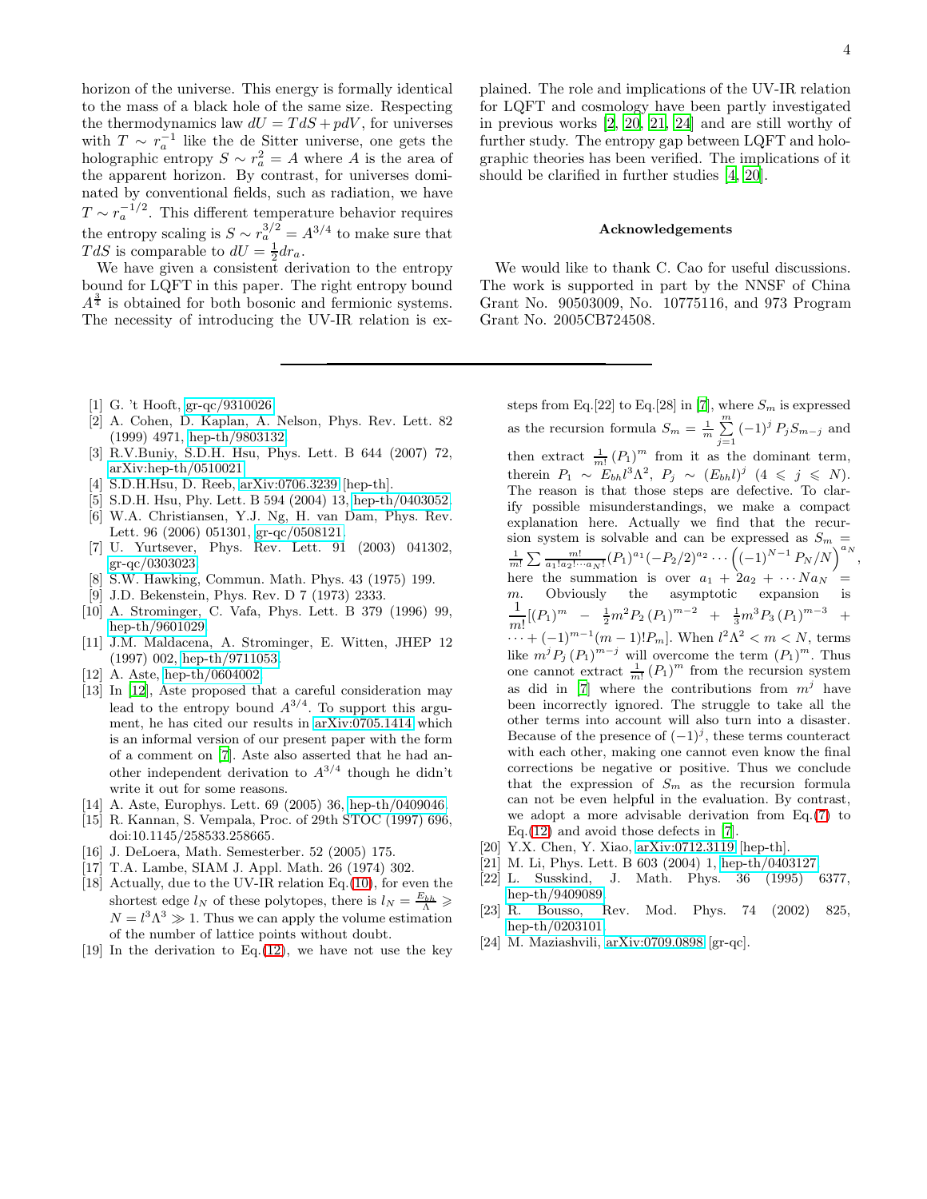horizon of the universe. This energy is formally identical to the mass of a black hole of the same size. Respecting the thermodynamics law $dU = TdS + pdV$, for universes with $T \sim r_a^{-1}$ like the de Sitter universe, one gets the holographic entropy $S \sim r_a^2 = A$ where $A$ is the area of the apparent horizon. By contrast, for universes dominated by conventional fields, such as radiation, we have $T \sim r_a^{-1/2}$. This different temperature behavior requires the entropy scaling is $S \sim r_a^{3/2} = A^{3/4}$ to make sure that $TdS$ is comparable to $dU = \frac{1}{2}dr_a$.

We have given a consistent derivation to the entropy bound for LQFT in this paper. The right entropy bound $A^{\frac{3}{4}}$ is obtained for both bosonic and fermionic systems. The necessity of introducing the UV-IR relation is explained. The role and implications of the UV-IR relation for LQFT and cosmology have been partly investigated in previous works [2, 20, 21, 24] and are still worthy of further study. The entropy gap between LQFT and holographic theories has been verified. The implications of it should be clarified in further studies [4, 20].

## Acknowledgements

We would like to thank C. Cao for useful discussions. The work is supported in part by the NNSF of China Grant No. 90503009, No. 10775116, and 973 Program Grant No. 2005CB724508.

---

[1] G. 't Hooft, gr-qc/9310026.

[2] A. Cohen, D. Kaplan, A. Nelson, Phys. Rev. Lett. 82 (1999) 4971, hep-th/9803132.

[3] R.V.Buniy, S.D.H. Hsu, Phys. Lett. B 644 (2007) 72, arXiv:hep-th/0510021.

[4] S.D.H.Hsu, D. Reeb, arXiv:0706.3239 [hep-th].

[5] S.D.H. Hsu, Phy. Lett. B 594 (2004) 13, hep-th/0403052.

[6] W.A. Christiansen, Y.J. Ng, H. van Dam, Phys. Rev. Lett. 96 (2006) 051301, gr-qc/0508121.

[7] U. Yurtsever, Phys. Rev. Lett. 91 (2003) 041302, gr-qc/0303023.

[8] S.W. Hawking, Commun. Math. Phys. 43 (1975) 199.

[9] J.D. Bekenstein, Phys. Rev. D 7 (1973) 2333.

[10] A. Strominger, C. Vafa, Phys. Lett. B 379 (1996) 99, hep-th/9601029.

[11] J.M. Maldacena, A. Strominger, E. Witten, JHEP 12 (1997) 002, hep-th/9711053.

[12] A. Aste, hep-th/0604002.

[13] In [12], Aste proposed that a careful consideration may lead to the entropy bound $A^{3/4}$. To support this argument, he has cited our results in arXiv:0705.1414 which is an informal version of our present paper with the form of a comment on [7]. Aste also asserted that he had another independent derivation to $A^{3/4}$ though he didn't write it out for some reasons.

[14] A. Aste, Europhys. Lett. 69 (2005) 36, hep-th/0409046.

[15] R. Kannan, S. Vempala, Proc. of 29th STOC (1997) 696, doi:10.1145/258533.258665.

[16] J. DeLoera, Math. Semesterber. 52 (2005) 175.

[17] T.A. Lambe, SIAM J. Appl. Math. 26 (1974) 302.

[18] Actually, due to the UV-IR relation Eq.(10), for even the shortest edge $l_N$ of these polytopes, there is $l_N = \frac{E_{bh}}{\Lambda} \geqslant N = l^3\Lambda^3 \gg 1$. Thus we can apply the volume estimation of the number of lattice points without doubt.

[19] In the derivation to Eq.(12), we have not use the key steps from Eq.[22] to Eq.[28] in [7], where $S_m$ is expressed as the recursion formula $S_m = \frac{1}{m}\sum_{j=1}^{m}(-1)^j P_j S_{m-j}$ and then extract $\frac{1}{m!}(P_1)^m$ from it as the dominant term, therein $P_1 \sim E_{bh}l^3\Lambda^2$, $P_j \sim (E_{bh}l)^j$ $(4 \leqslant j \leqslant N)$. The reason is that those steps are defective. To clarify possible misunderstandings, we make a compact explanation here. Actually we find that the recursion system is solvable and can be expressed as $S_m = \frac{1}{m!}\sum \frac{m!}{a_1!a_2!\cdots a_N!}(P_1)^{a_1}(-P_2/2)^{a_2}\cdots\left((-1)^{N-1}P_N/N\right)^{a_N}$, here the summation is over $a_1 + 2a_2 + \cdots Na_N = m$. Obviously the asymptotic expansion is $\frac{1}{m!}[(P_1)^m - \frac{1}{2}m^2P_2(P_1)^{m-2} + \frac{1}{3}m^3P_3(P_1)^{m-3} + \cdots + (-1)^{m-1}(m-1)!P_m]$. When $l^2\Lambda^2 < m < N$, terms like $m^jP_j(P_1)^{m-j}$ will overcome the term $(P_1)^m$. Thus one cannot extract $\frac{1}{m!}(P_1)^m$ from the recursion system as did in [7] where the contributions from $m^j$ have been incorrectly ignored. The struggle to take all the other terms into account will also turn into a disaster. Because of the presence of $(-1)^j$, these terms counteract with each other, making one cannot even know the final corrections be negative or positive. Thus we conclude that the expression of $S_m$ as the recursion formula can not be even helpful in the evaluation. By contrast, we adopt a more advisable derivation from Eq.(7) to Eq.(12) and avoid those defects in [7].

[20] Y.X. Chen, Y. Xiao, arXiv:0712.3119 [hep-th].

[21] M. Li, Phys. Lett. B 603 (2004) 1, hep-th/0403127.

[22] L. Susskind, J. Math. Phys. 36 (1995) 6377, hep-th/9409089.

[23] R. Bousso, Rev. Mod. Phys. 74 (2002) 825, hep-th/0203101.

[24] M. Maziashvili, arXiv:0709.0898 [gr-qc].